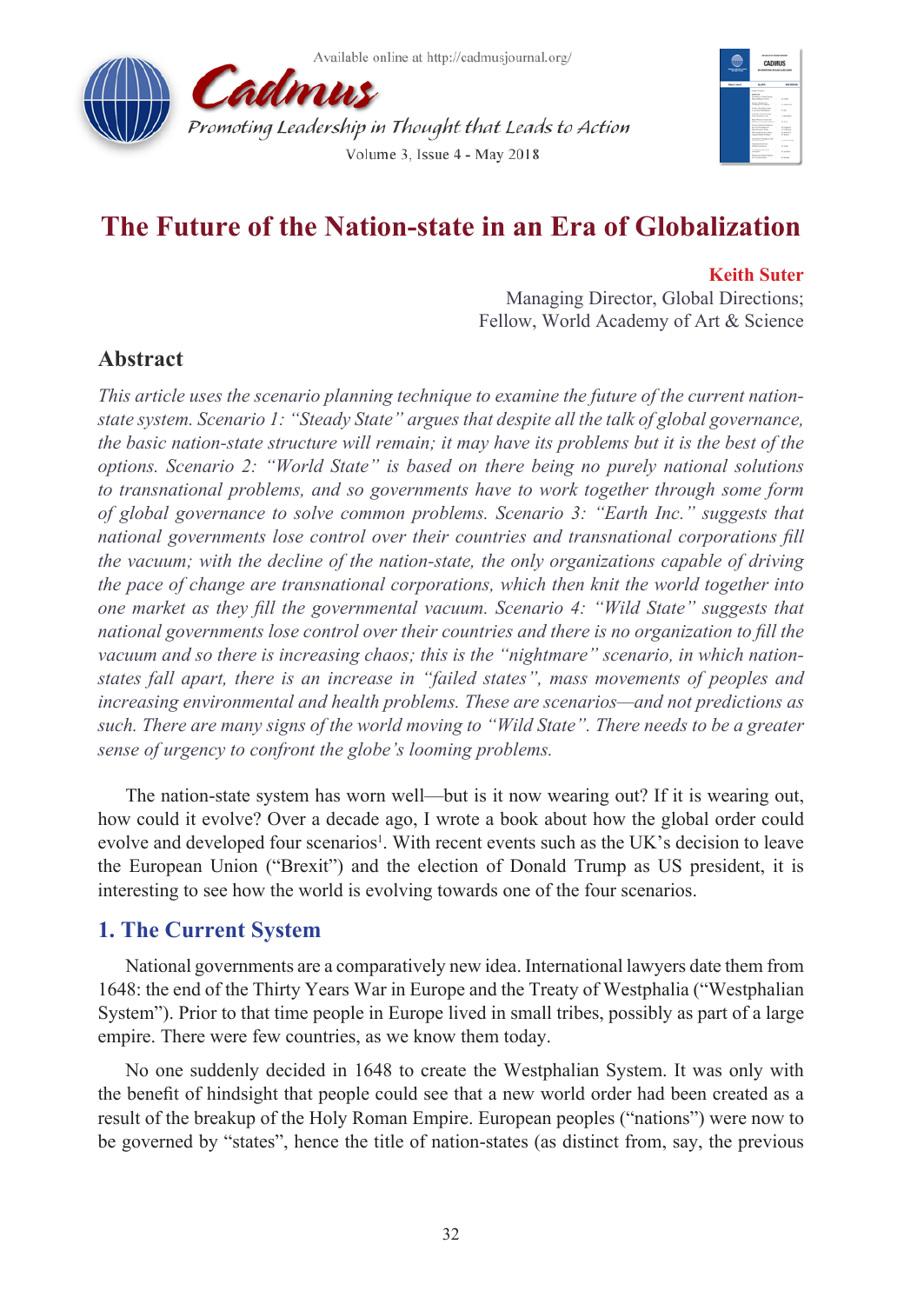# The Future of the Nation-state in an Era of Globalization

**Keith Suter**
Managing Director, Global Directions;
Fellow, World Academy of Art & Science

## Abstract

*This article uses the scenario planning technique to examine the future of the current nation-state system. Scenario 1: "Steady State" argues that despite all the talk of global governance, the basic nation-state structure will remain; it may have its problems but it is the best of the options. Scenario 2: "World State" is based on there being no purely national solutions to transnational problems, and so governments have to work together through some form of global governance to solve common problems. Scenario 3: "Earth Inc." suggests that national governments lose control over their countries and transnational corporations fill the vacuum; with the decline of the nation-state, the only organizations capable of driving the pace of change are transnational corporations, which then knit the world together into one market as they fill the governmental vacuum. Scenario 4: "Wild State" suggests that national governments lose control over their countries and there is no organization to fill the vacuum and so there is increasing chaos; this is the "nightmare" scenario, in which nation-states fall apart, there is an increase in "failed states", mass movements of peoples and increasing environmental and health problems. These are scenarios—and not predictions as such. There are many signs of the world moving to "Wild State". There needs to be a greater sense of urgency to confront the globe's looming problems.*

The nation-state system has worn well—but is it now wearing out? If it is wearing out, how could it evolve? Over a decade ago, I wrote a book about how the global order could evolve and developed four scenarios[1]. With recent events such as the UK's decision to leave the European Union ("Brexit") and the election of Donald Trump as US president, it is interesting to see how the world is evolving towards one of the four scenarios.

## 1. The Current System

National governments are a comparatively new idea. International lawyers date them from 1648: the end of the Thirty Years War in Europe and the Treaty of Westphalia ("Westphalian System"). Prior to that time people in Europe lived in small tribes, possibly as part of a large empire. There were few countries, as we know them today.

No one suddenly decided in 1648 to create the Westphalian System. It was only with the benefit of hindsight that people could see that a new world order had been created as a result of the breakup of the Holy Roman Empire. European peoples ("nations") were now to be governed by "states", hence the title of nation-states (as distinct from, say, the previous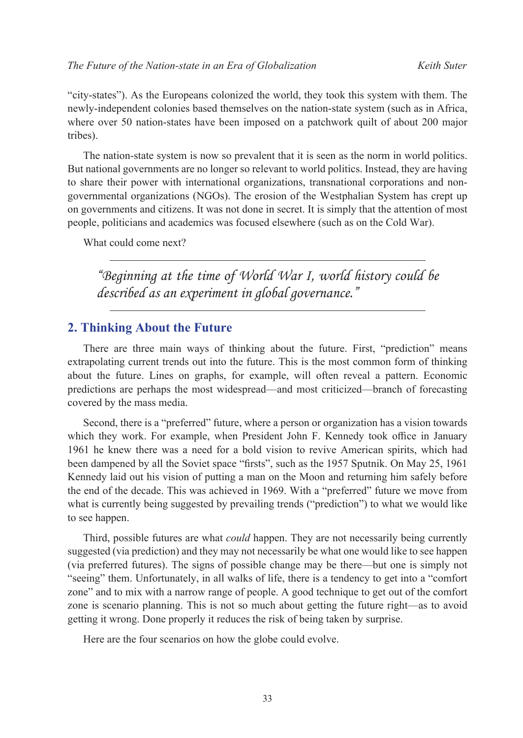"city-states"). As the Europeans colonized the world, they took this system with them. The newly-independent colonies based themselves on the nation-state system (such as in Africa, where over 50 nation-states have been imposed on a patchwork quilt of about 200 major tribes).

The nation-state system is now so prevalent that it is seen as the norm in world politics. But national governments are no longer so relevant to world politics. Instead, they are having to share their power with international organizations, transnational corporations and non-governmental organizations (NGOs). The erosion of the Westphalian System has crept up on governments and citizens. It was not done in secret. It is simply that the attention of most people, politicians and academics was focused elsewhere (such as on the Cold War).

What could come next?

> *"Beginning at the time of World War I, world history could be described as an experiment in global governance."*

## 2. Thinking About the Future

There are three main ways of thinking about the future. First, "prediction" means extrapolating current trends out into the future. This is the most common form of thinking about the future. Lines on graphs, for example, will often reveal a pattern. Economic predictions are perhaps the most widespread—and most criticized—branch of forecasting covered by the mass media.

Second, there is a "preferred" future, where a person or organization has a vision towards which they work. For example, when President John F. Kennedy took office in January 1961 he knew there was a need for a bold vision to revive American spirits, which had been dampened by all the Soviet space "firsts", such as the 1957 Sputnik. On May 25, 1961 Kennedy laid out his vision of putting a man on the Moon and returning him safely before the end of the decade. This was achieved in 1969. With a "preferred" future we move from what is currently being suggested by prevailing trends ("prediction") to what we would like to see happen.

Third, possible futures are what *could* happen. They are not necessarily being currently suggested (via prediction) and they may not necessarily be what one would like to see happen (via preferred futures). The signs of possible change may be there—but one is simply not "seeing" them. Unfortunately, in all walks of life, there is a tendency to get into a "comfort zone" and to mix with a narrow range of people. A good technique to get out of the comfort zone is scenario planning. This is not so much about getting the future right—as to avoid getting it wrong. Done properly it reduces the risk of being taken by surprise.

Here are the four scenarios on how the globe could evolve.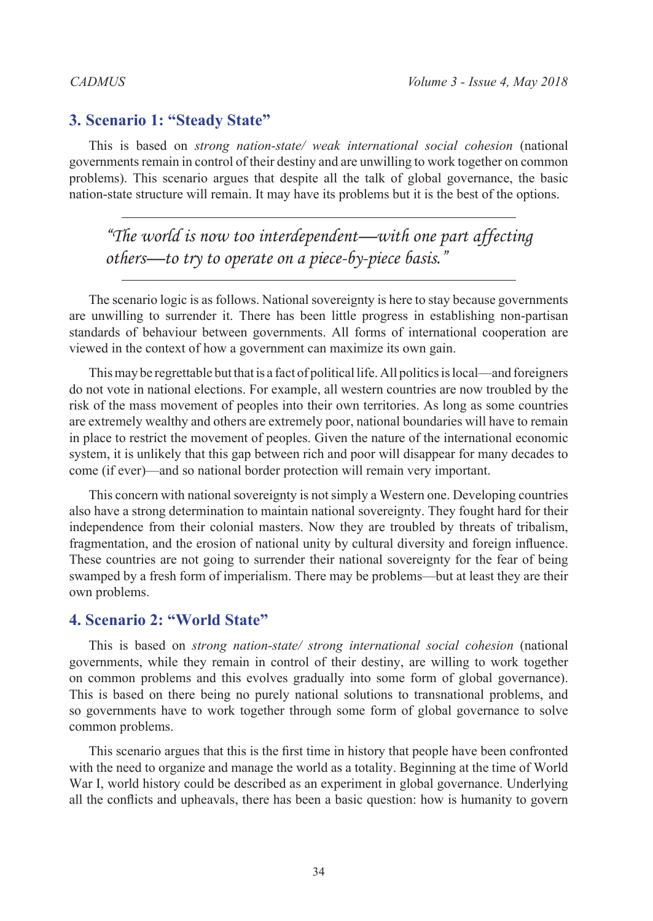## 3. Scenario 1: "Steady State"

This is based on *strong nation-state/ weak international social cohesion* (national governments remain in control of their destiny and are unwilling to work together on common problems). This scenario argues that despite all the talk of global governance, the basic nation-state structure will remain. It may have its problems but it is the best of the options.

> *"The world is now too interdependent—with one part affecting others—to try to operate on a piece-by-piece basis."*

The scenario logic is as follows. National sovereignty is here to stay because governments are unwilling to surrender it. There has been little progress in establishing non-partisan standards of behaviour between governments. All forms of international cooperation are viewed in the context of how a government can maximize its own gain.

This may be regrettable but that is a fact of political life. All politics is local—and foreigners do not vote in national elections. For example, all western countries are now troubled by the risk of the mass movement of peoples into their own territories. As long as some countries are extremely wealthy and others are extremely poor, national boundaries will have to remain in place to restrict the movement of peoples. Given the nature of the international economic system, it is unlikely that this gap between rich and poor will disappear for many decades to come (if ever)—and so national border protection will remain very important.

This concern with national sovereignty is not simply a Western one. Developing countries also have a strong determination to maintain national sovereignty. They fought hard for their independence from their colonial masters. Now they are troubled by threats of tribalism, fragmentation, and the erosion of national unity by cultural diversity and foreign influence. These countries are not going to surrender their national sovereignty for the fear of being swamped by a fresh form of imperialism. There may be problems—but at least they are their own problems.

## 4. Scenario 2: "World State"

This is based on *strong nation-state/ strong international social cohesion* (national governments, while they remain in control of their destiny, are willing to work together on common problems and this evolves gradually into some form of global governance). This is based on there being no purely national solutions to transnational problems, and so governments have to work together through some form of global governance to solve common problems.

This scenario argues that this is the first time in history that people have been confronted with the need to organize and manage the world as a totality. Beginning at the time of World War I, world history could be described as an experiment in global governance. Underlying all the conflicts and upheavals, there has been a basic question: how is humanity to govern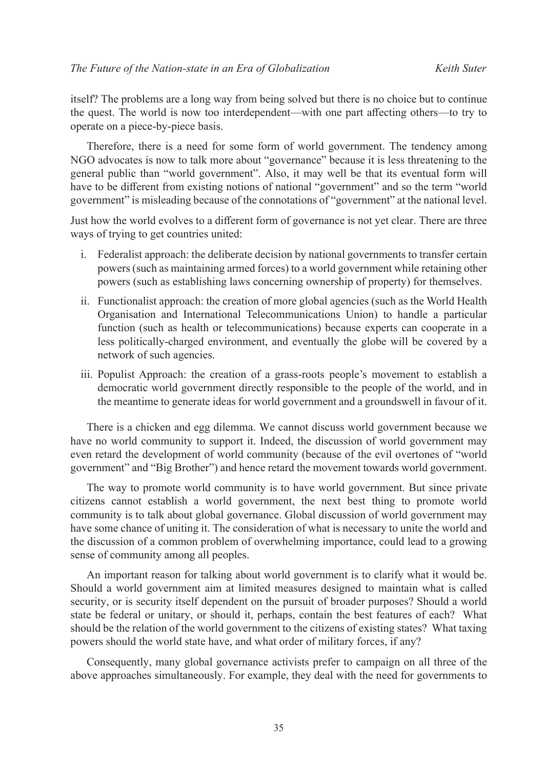itself? The problems are a long way from being solved but there is no choice but to continue the quest. The world is now too interdependent—with one part affecting others—to try to operate on a piece-by-piece basis.

Therefore, there is a need for some form of world government. The tendency among NGO advocates is now to talk more about "governance" because it is less threatening to the general public than "world government". Also, it may well be that its eventual form will have to be different from existing notions of national "government" and so the term "world government" is misleading because of the connotations of "government" at the national level.

Just how the world evolves to a different form of governance is not yet clear. There are three ways of trying to get countries united:

i. Federalist approach: the deliberate decision by national governments to transfer certain powers (such as maintaining armed forces) to a world government while retaining other powers (such as establishing laws concerning ownership of property) for themselves.
ii. Functionalist approach: the creation of more global agencies (such as the World Health Organisation and International Telecommunications Union) to handle a particular function (such as health or telecommunications) because experts can cooperate in a less politically-charged environment, and eventually the globe will be covered by a network of such agencies.
iii. Populist Approach: the creation of a grass-roots people's movement to establish a democratic world government directly responsible to the people of the world, and in the meantime to generate ideas for world government and a groundswell in favour of it.

There is a chicken and egg dilemma. We cannot discuss world government because we have no world community to support it. Indeed, the discussion of world government may even retard the development of world community (because of the evil overtones of "world government" and "Big Brother") and hence retard the movement towards world government.

The way to promote world community is to have world government. But since private citizens cannot establish a world government, the next best thing to promote world community is to talk about global governance. Global discussion of world government may have some chance of uniting it. The consideration of what is necessary to unite the world and the discussion of a common problem of overwhelming importance, could lead to a growing sense of community among all peoples.

An important reason for talking about world government is to clarify what it would be. Should a world government aim at limited measures designed to maintain what is called security, or is security itself dependent on the pursuit of broader purposes? Should a world state be federal or unitary, or should it, perhaps, contain the best features of each? What should be the relation of the world government to the citizens of existing states? What taxing powers should the world state have, and what order of military forces, if any?

Consequently, many global governance activists prefer to campaign on all three of the above approaches simultaneously. For example, they deal with the need for governments to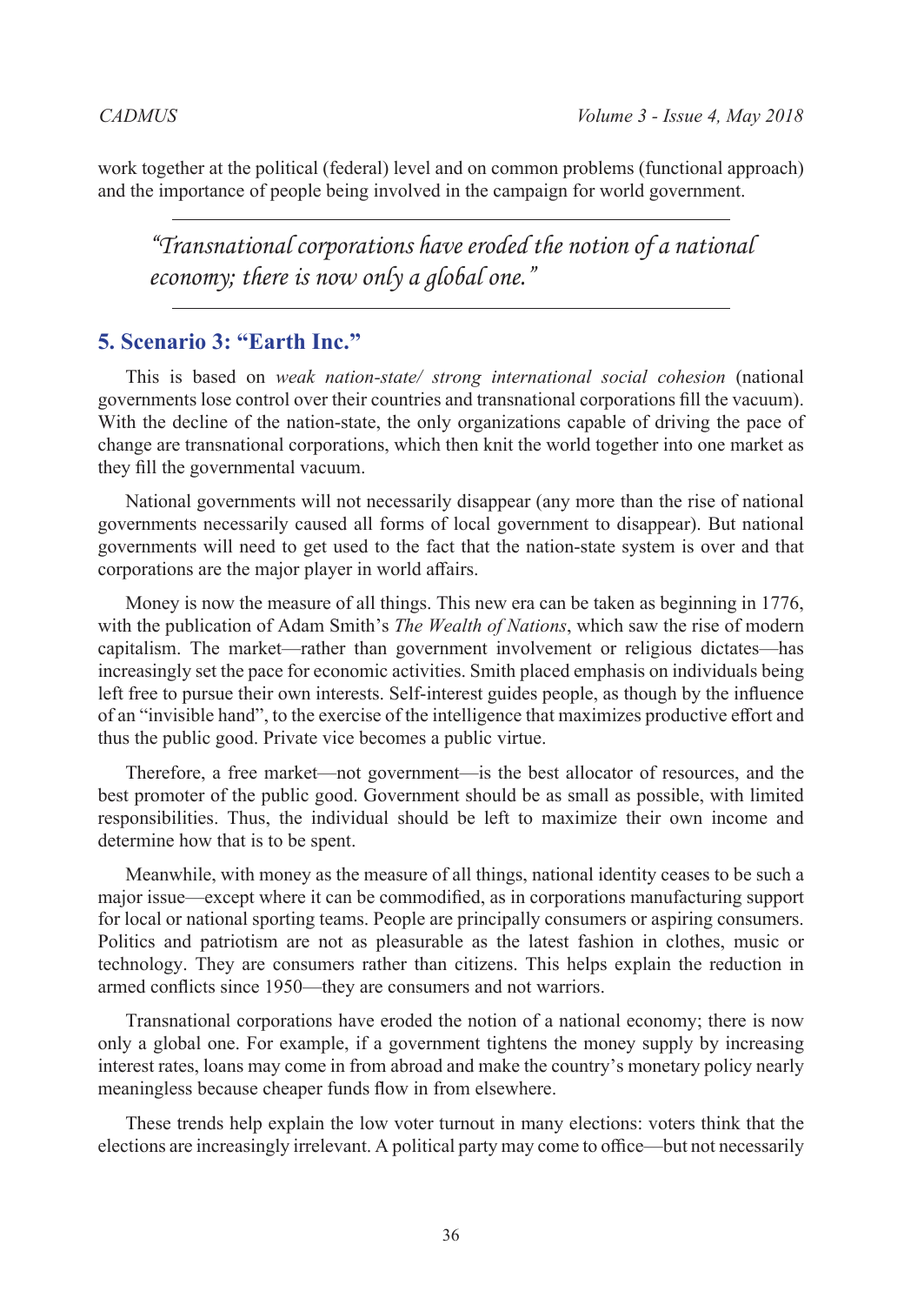work together at the political (federal) level and on common problems (functional approach) and the importance of people being involved in the campaign for world government.

> *"Transnational corporations have eroded the notion of a national economy; there is now only a global one."*

## 5. Scenario 3: "Earth Inc."

This is based on *weak nation-state/ strong international social cohesion* (national governments lose control over their countries and transnational corporations fill the vacuum). With the decline of the nation-state, the only organizations capable of driving the pace of change are transnational corporations, which then knit the world together into one market as they fill the governmental vacuum.

National governments will not necessarily disappear (any more than the rise of national governments necessarily caused all forms of local government to disappear). But national governments will need to get used to the fact that the nation-state system is over and that corporations are the major player in world affairs.

Money is now the measure of all things. This new era can be taken as beginning in 1776, with the publication of Adam Smith's *The Wealth of Nations*, which saw the rise of modern capitalism. The market—rather than government involvement or religious dictates—has increasingly set the pace for economic activities. Smith placed emphasis on individuals being left free to pursue their own interests. Self-interest guides people, as though by the influence of an "invisible hand", to the exercise of the intelligence that maximizes productive effort and thus the public good. Private vice becomes a public virtue.

Therefore, a free market—not government—is the best allocator of resources, and the best promoter of the public good. Government should be as small as possible, with limited responsibilities. Thus, the individual should be left to maximize their own income and determine how that is to be spent.

Meanwhile, with money as the measure of all things, national identity ceases to be such a major issue—except where it can be commodified, as in corporations manufacturing support for local or national sporting teams. People are principally consumers or aspiring consumers. Politics and patriotism are not as pleasurable as the latest fashion in clothes, music or technology. They are consumers rather than citizens. This helps explain the reduction in armed conflicts since 1950—they are consumers and not warriors.

Transnational corporations have eroded the notion of a national economy; there is now only a global one. For example, if a government tightens the money supply by increasing interest rates, loans may come in from abroad and make the country's monetary policy nearly meaningless because cheaper funds flow in from elsewhere.

These trends help explain the low voter turnout in many elections: voters think that the elections are increasingly irrelevant. A political party may come to office—but not necessarily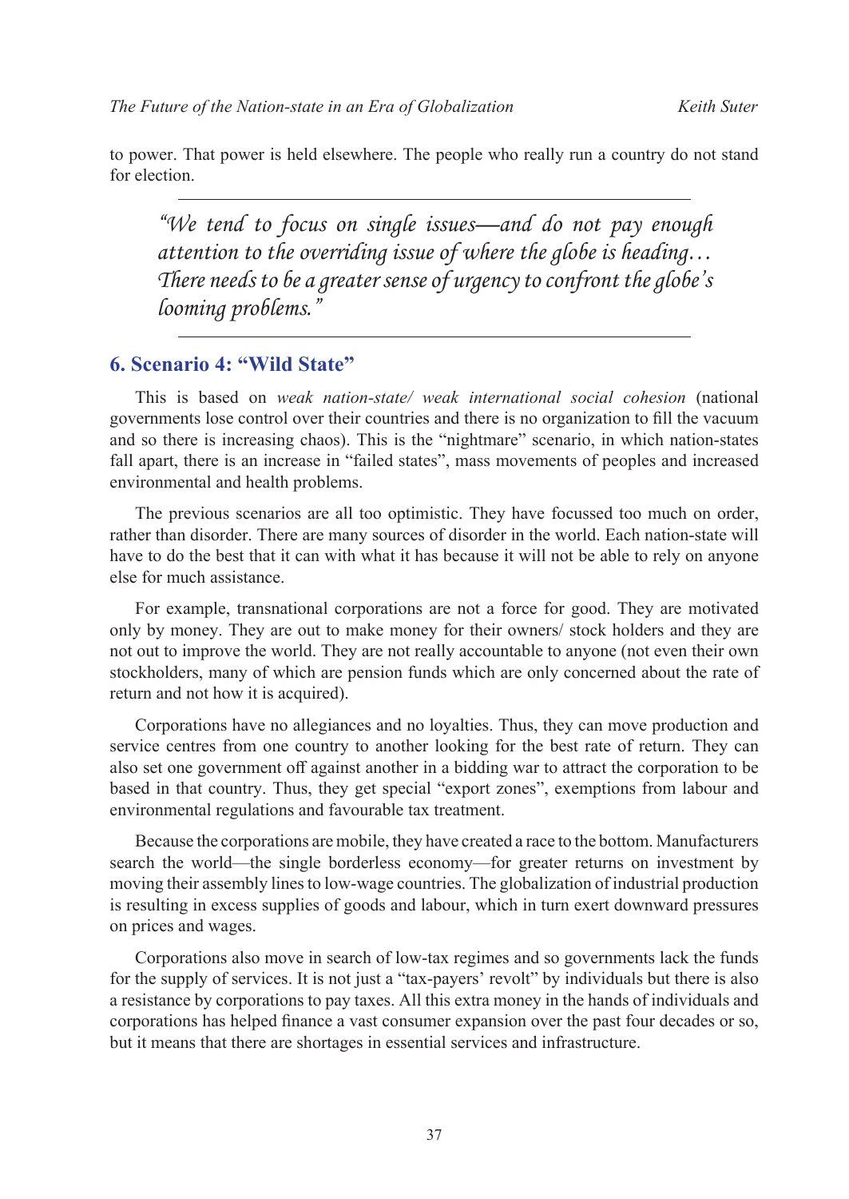to power. That power is held elsewhere. The people who really run a country do not stand for election.

> *"We tend to focus on single issues—and do not pay enough attention to the overriding issue of where the globe is heading… There needs to be a greater sense of urgency to confront the globe's looming problems."*

## 6. Scenario 4: "Wild State"

This is based on *weak nation-state/ weak international social cohesion* (national governments lose control over their countries and there is no organization to fill the vacuum and so there is increasing chaos). This is the "nightmare" scenario, in which nation-states fall apart, there is an increase in "failed states", mass movements of peoples and increased environmental and health problems.

The previous scenarios are all too optimistic. They have focussed too much on order, rather than disorder. There are many sources of disorder in the world. Each nation-state will have to do the best that it can with what it has because it will not be able to rely on anyone else for much assistance.

For example, transnational corporations are not a force for good. They are motivated only by money. They are out to make money for their owners/ stock holders and they are not out to improve the world. They are not really accountable to anyone (not even their own stockholders, many of which are pension funds which are only concerned about the rate of return and not how it is acquired).

Corporations have no allegiances and no loyalties. Thus, they can move production and service centres from one country to another looking for the best rate of return. They can also set one government off against another in a bidding war to attract the corporation to be based in that country. Thus, they get special "export zones", exemptions from labour and environmental regulations and favourable tax treatment.

Because the corporations are mobile, they have created a race to the bottom. Manufacturers search the world—the single borderless economy—for greater returns on investment by moving their assembly lines to low-wage countries. The globalization of industrial production is resulting in excess supplies of goods and labour, which in turn exert downward pressures on prices and wages.

Corporations also move in search of low-tax regimes and so governments lack the funds for the supply of services. It is not just a "tax-payers' revolt" by individuals but there is also a resistance by corporations to pay taxes. All this extra money in the hands of individuals and corporations has helped finance a vast consumer expansion over the past four decades or so, but it means that there are shortages in essential services and infrastructure.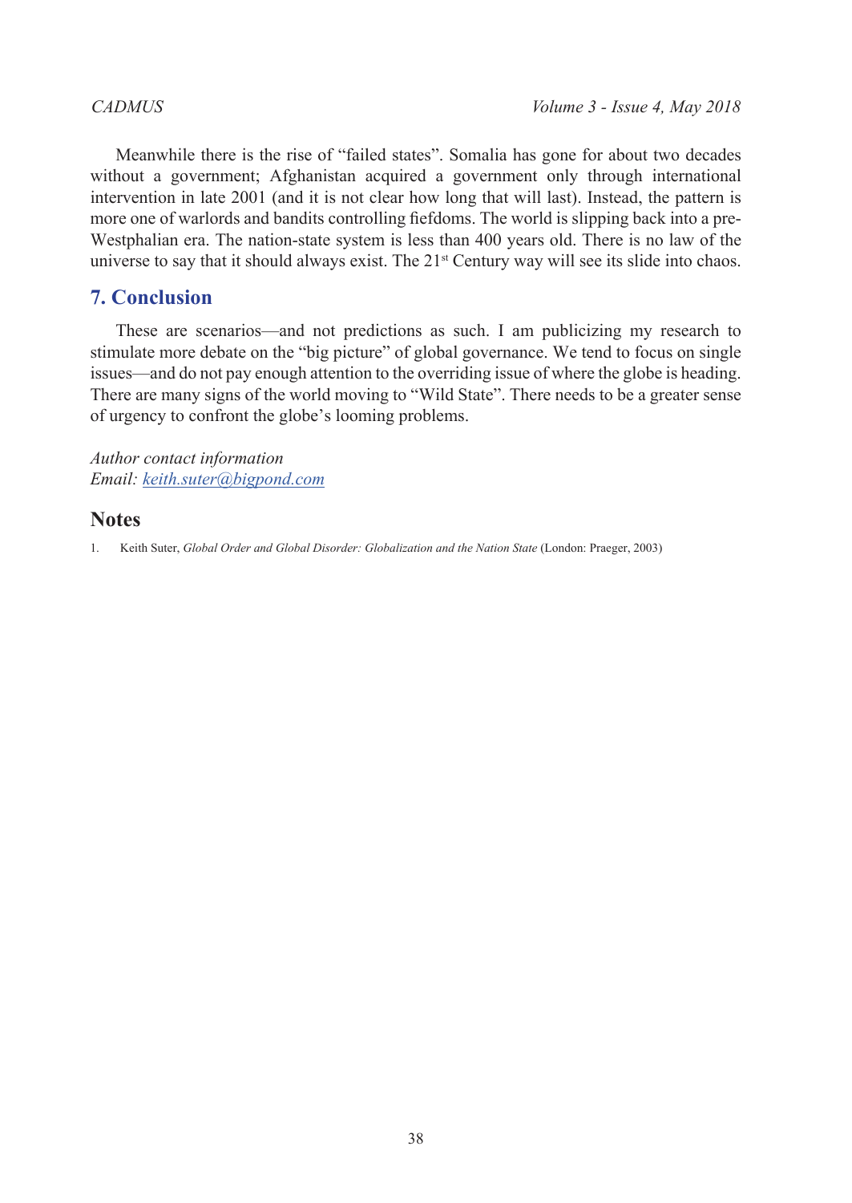Meanwhile there is the rise of "failed states". Somalia has gone for about two decades without a government; Afghanistan acquired a government only through international intervention in late 2001 (and it is not clear how long that will last). Instead, the pattern is more one of warlords and bandits controlling fiefdoms. The world is slipping back into a pre-Westphalian era. The nation-state system is less than 400 years old. There is no law of the universe to say that it should always exist. The 21st Century way will see its slide into chaos.

## 7. Conclusion

These are scenarios—and not predictions as such. I am publicizing my research to stimulate more debate on the "big picture" of global governance. We tend to focus on single issues—and do not pay enough attention to the overriding issue of where the globe is heading. There are many signs of the world moving to "Wild State". There needs to be a greater sense of urgency to confront the globe's looming problems.

*Author contact information*
*Email: keith.suter@bigpond.com*

## Notes

1. Keith Suter, *Global Order and Global Disorder: Globalization and the Nation State* (London: Praeger, 2003)